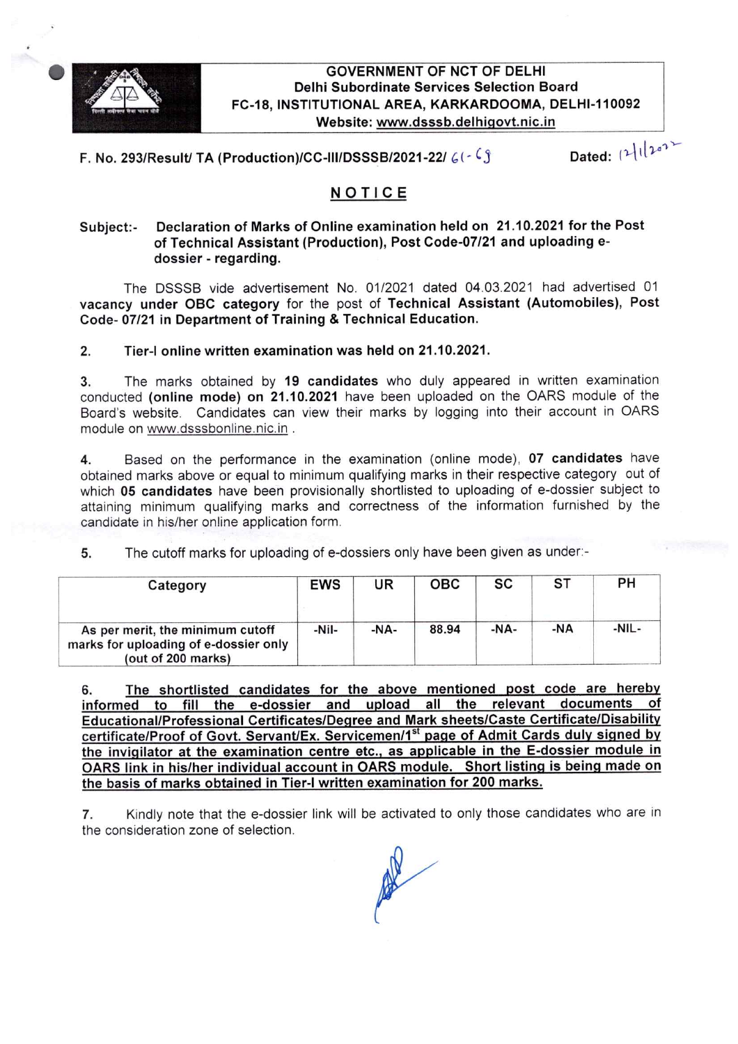**GOVERNMENT OF NCT OF DELHI**
**Delhi Subordinate Services Selection Board**
**FC-18, INSTITUTIONAL AREA, KARKARDOOMA, DELHI-110092**
**Website: www.dsssb.delhigovt.nic.in**

**F. No. 293/Result/ TA (Production)/CC-III/DSSSB/2021-22/** 61-69 **Dated:** 12/1/2022

## NOTICE

**Subject:- Declaration of Marks of Online examination held on 21.10.2021 for the Post of Technical Assistant (Production), Post Code-07/21 and uploading e-dossier - regarding.**

The DSSSB vide advertisement No. 01/2021 dated 04.03.2021 had advertised 01 **vacancy under OBC category** for the post of **Technical Assistant (Automobiles), Post Code- 07/21 in Department of Training & Technical Education.**

2. **Tier-I online written examination was held on 21.10.2021.**

3. The marks obtained by **19 candidates** who duly appeared in written examination conducted **(online mode) on 21.10.2021** have been uploaded on the OARS module of the Board's website. Candidates can view their marks by logging into their account in OARS module on www.dsssbonline.nic.in .

4. Based on the performance in the examination (online mode), **07 candidates** have obtained marks above or equal to minimum qualifying marks in their respective category out of which **05 candidates** have been provisionally shortlisted to uploading of e-dossier subject to attaining minimum qualifying marks and correctness of the information furnished by the candidate in his/her online application form.

5. The cutoff marks for uploading of e-dossiers only have been given as under:-

| Category | EWS | UR | OBC | SC | ST | PH |
|---|---|---|---|---|---|---|
| As per merit, the minimum cutoff marks for uploading of e-dossier only (out of 200 marks) | -Nil- | -NA- | 88.94 | -NA- | -NA | -NIL- |

6. **The shortlisted candidates for the above mentioned post code are hereby informed to fill the e-dossier and upload all the relevant documents of Educational/Professional Certificates/Degree and Mark sheets/Caste Certificate/Disability certificate/Proof of Govt. Servant/Ex. Servicemen/1st page of Admit Cards duly signed by the invigilator at the examination centre etc., as applicable in the E-dossier module in OARS link in his/her individual account in OARS module. Short listing is being made on the basis of marks obtained in Tier-I written examination for 200 marks.**

7. Kindly note that the e-dossier link will be activated to only those candidates who are in the consideration zone of selection.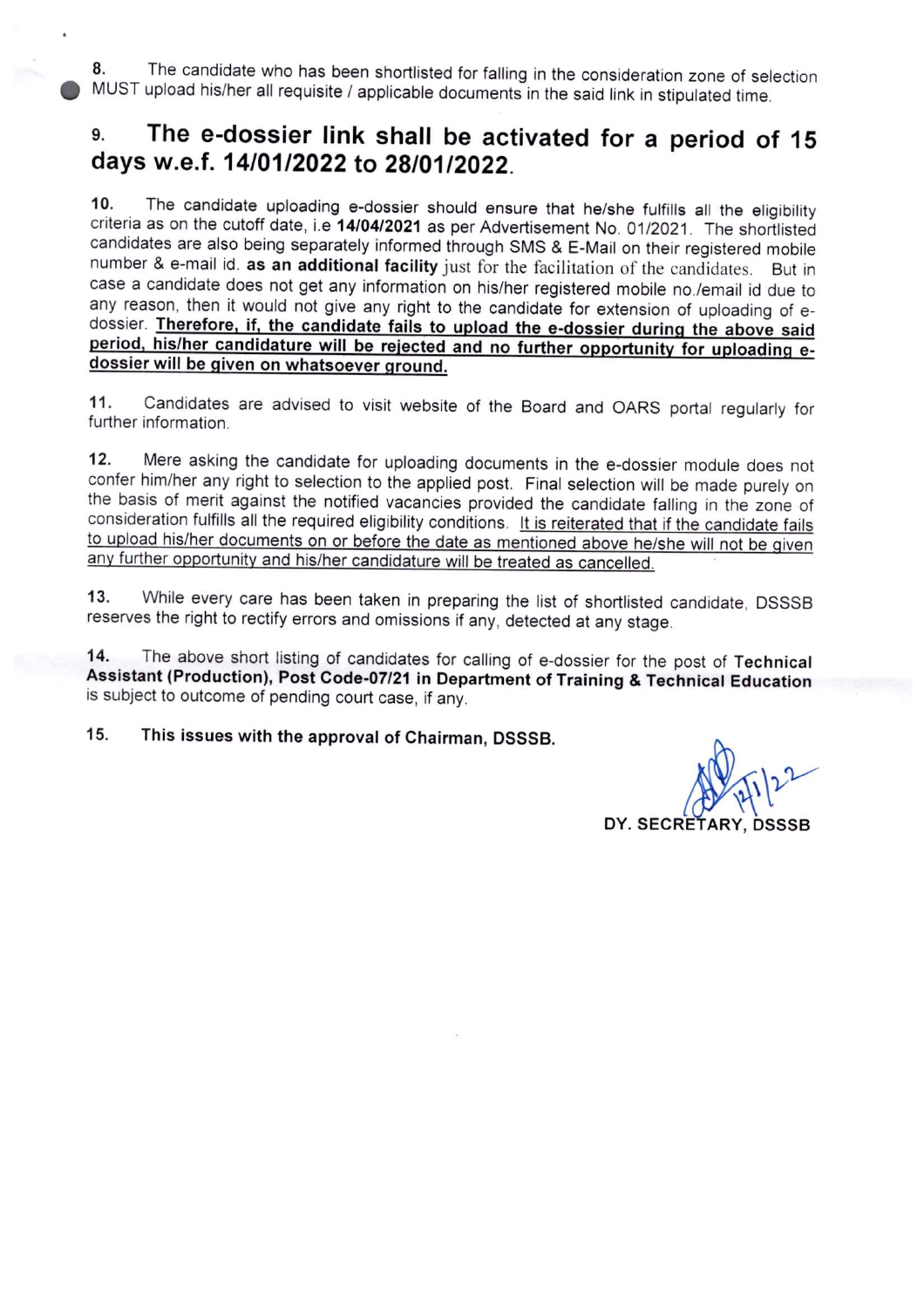8. The candidate who has been shortlisted for falling in the consideration zone of selection MUST upload his/her all requisite / applicable documents in the said link in stipulated time.

9. **The e-dossier link shall be activated for a period of 15 days w.e.f. 14/01/2022 to 28/01/2022.**

10. The candidate uploading e-dossier should ensure that he/she fulfills all the eligibility criteria as on the cutoff date, i.e **14/04/2021** as per Advertisement No. 01/2021. The shortlisted candidates are also being separately informed through SMS & E-Mail on their registered mobile number & e-mail id. **as an additional facility** just for the facilitation of the candidates. But in case a candidate does not get any information on his/her registered mobile no./email id due to any reason, then it would not give any right to the candidate for extension of uploading of e-dossier. **Therefore, if, the candidate fails to upload the e-dossier during the above said period, his/her candidature will be rejected and no further opportunity for uploading e-dossier will be given on whatsoever ground.**

11. Candidates are advised to visit website of the Board and OARS portal regularly for further information.

12. Mere asking the candidate for uploading documents in the e-dossier module does not confer him/her any right to selection to the applied post. Final selection will be made purely on the basis of merit against the notified vacancies provided the candidate falling in the zone of consideration fulfills all the required eligibility conditions. It is reiterated that if the candidate fails to upload his/her documents on or before the date as mentioned above he/she will not be given any further opportunity and his/her candidature will be treated as cancelled.

13. While every care has been taken in preparing the list of shortlisted candidate, DSSSB reserves the right to rectify errors and omissions if any, detected at any stage.

14. The above short listing of candidates for calling of e-dossier for the post of **Technical Assistant (Production), Post Code-07/21 in Department of Training & Technical Education** is subject to outcome of pending court case, if any.

15. **This issues with the approval of Chairman, DSSSB.**

12/1/22

**DY. SECRETARY, DSSSB**